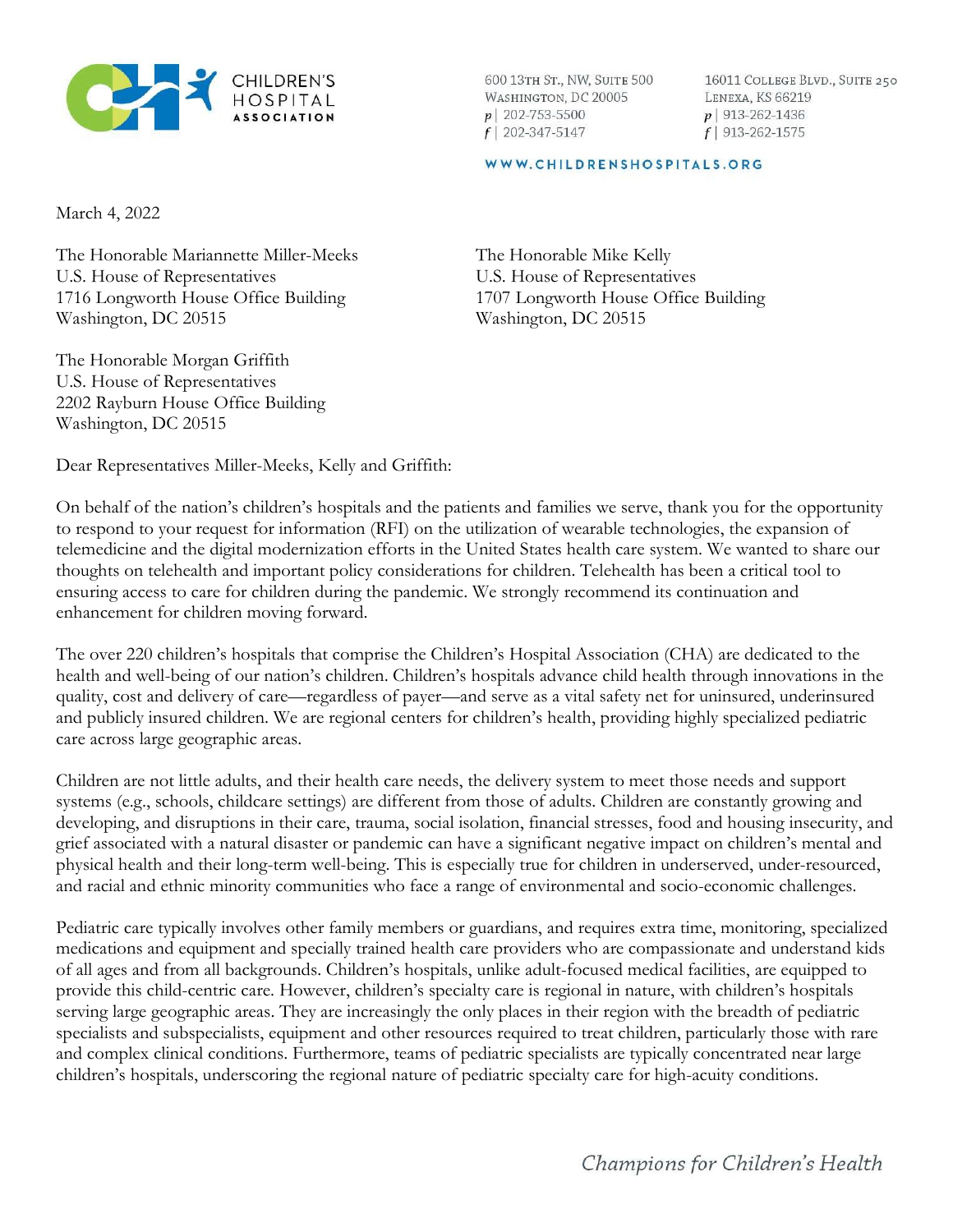CHILDREN'S HOSPITAL ASSOCIATION

600 13TH ST., NW, SUITE 500
WASHINGTON, DC 20005
p | 202-753-5500
f | 202-347-5147

16011 COLLEGE BLVD., SUITE 250
LENEXA, KS 66219
p | 913-262-1436
f | 913-262-1575

WWW.CHILDRENSHOSPITALS.ORG

March 4, 2022

The Honorable Mariannette Miller-Meeks
U.S. House of Representatives
1716 Longworth House Office Building
Washington, DC 20515

The Honorable Mike Kelly
U.S. House of Representatives
1707 Longworth House Office Building
Washington, DC 20515

The Honorable Morgan Griffith
U.S. House of Representatives
2202 Rayburn House Office Building
Washington, DC 20515

Dear Representatives Miller-Meeks, Kelly and Griffith:

On behalf of the nation's children's hospitals and the patients and families we serve, thank you for the opportunity to respond to your request for information (RFI) on the utilization of wearable technologies, the expansion of telemedicine and the digital modernization efforts in the United States health care system. We wanted to share our thoughts on telehealth and important policy considerations for children. Telehealth has been a critical tool to ensuring access to care for children during the pandemic. We strongly recommend its continuation and enhancement for children moving forward.

The over 220 children's hospitals that comprise the Children's Hospital Association (CHA) are dedicated to the health and well-being of our nation's children. Children's hospitals advance child health through innovations in the quality, cost and delivery of care—regardless of payer—and serve as a vital safety net for uninsured, underinsured and publicly insured children. We are regional centers for children's health, providing highly specialized pediatric care across large geographic areas.

Children are not little adults, and their health care needs, the delivery system to meet those needs and support systems (e.g., schools, childcare settings) are different from those of adults. Children are constantly growing and developing, and disruptions in their care, trauma, social isolation, financial stresses, food and housing insecurity, and grief associated with a natural disaster or pandemic can have a significant negative impact on children's mental and physical health and their long-term well-being. This is especially true for children in underserved, under-resourced, and racial and ethnic minority communities who face a range of environmental and socio-economic challenges.

Pediatric care typically involves other family members or guardians, and requires extra time, monitoring, specialized medications and equipment and specially trained health care providers who are compassionate and understand kids of all ages and from all backgrounds. Children's hospitals, unlike adult-focused medical facilities, are equipped to provide this child-centric care. However, children's specialty care is regional in nature, with children's hospitals serving large geographic areas. They are increasingly the only places in their region with the breadth of pediatric specialists and subspecialists, equipment and other resources required to treat children, particularly those with rare and complex clinical conditions. Furthermore, teams of pediatric specialists are typically concentrated near large children's hospitals, underscoring the regional nature of pediatric specialty care for high-acuity conditions.

*Champions for Children's Health*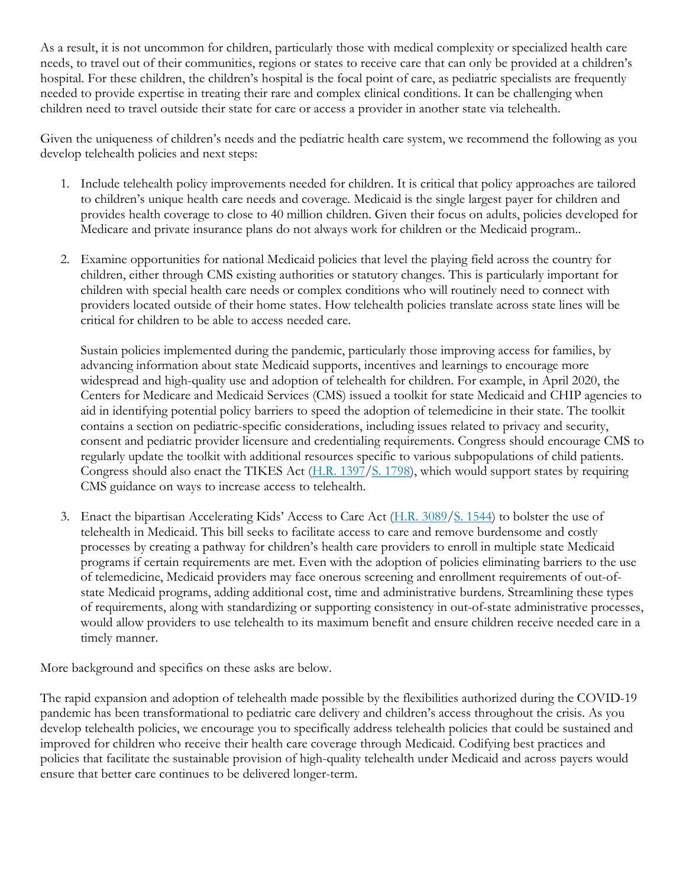As a result, it is not uncommon for children, particularly those with medical complexity or specialized health care needs, to travel out of their communities, regions or states to receive care that can only be provided at a children's hospital. For these children, the children's hospital is the focal point of care, as pediatric specialists are frequently needed to provide expertise in treating their rare and complex clinical conditions. It can be challenging when children need to travel outside their state for care or access a provider in another state via telehealth.

Given the uniqueness of children's needs and the pediatric health care system, we recommend the following as you develop telehealth policies and next steps:

1. Include telehealth policy improvements needed for children. It is critical that policy approaches are tailored to children's unique health care needs and coverage. Medicaid is the single largest payer for children and provides health coverage to close to 40 million children. Given their focus on adults, policies developed for Medicare and private insurance plans do not always work for children or the Medicaid program..

2. Examine opportunities for national Medicaid policies that level the playing field across the country for children, either through CMS existing authorities or statutory changes. This is particularly important for children with special health care needs or complex conditions who will routinely need to connect with providers located outside of their home states. How telehealth policies translate across state lines will be critical for children to be able to access needed care.

   Sustain policies implemented during the pandemic, particularly those improving access for families, by advancing information about state Medicaid supports, incentives and learnings to encourage more widespread and high-quality use and adoption of telehealth for children. For example, in April 2020, the Centers for Medicare and Medicaid Services (CMS) issued a toolkit for state Medicaid and CHIP agencies to aid in identifying potential policy barriers to speed the adoption of telemedicine in their state. The toolkit contains a section on pediatric-specific considerations, including issues related to privacy and security, consent and pediatric provider licensure and credentialing requirements. Congress should encourage CMS to regularly update the toolkit with additional resources specific to various subpopulations of child patients. Congress should also enact the TIKES Act (H.R. 1397/S. 1798), which would support states by requiring CMS guidance on ways to increase access to telehealth.

3. Enact the bipartisan Accelerating Kids' Access to Care Act (H.R. 3089/S. 1544) to bolster the use of telehealth in Medicaid. This bill seeks to facilitate access to care and remove burdensome and costly processes by creating a pathway for children's health care providers to enroll in multiple state Medicaid programs if certain requirements are met. Even with the adoption of policies eliminating barriers to the use of telemedicine, Medicaid providers may face onerous screening and enrollment requirements of out-of-state Medicaid programs, adding additional cost, time and administrative burdens. Streamlining these types of requirements, along with standardizing or supporting consistency in out-of-state administrative processes, would allow providers to use telehealth to its maximum benefit and ensure children receive needed care in a timely manner.

More background and specifics on these asks are below.

The rapid expansion and adoption of telehealth made possible by the flexibilities authorized during the COVID-19 pandemic has been transformational to pediatric care delivery and children's access throughout the crisis. As you develop telehealth policies, we encourage you to specifically address telehealth policies that could be sustained and improved for children who receive their health care coverage through Medicaid. Codifying best practices and policies that facilitate the sustainable provision of high-quality telehealth under Medicaid and across payers would ensure that better care continues to be delivered longer-term.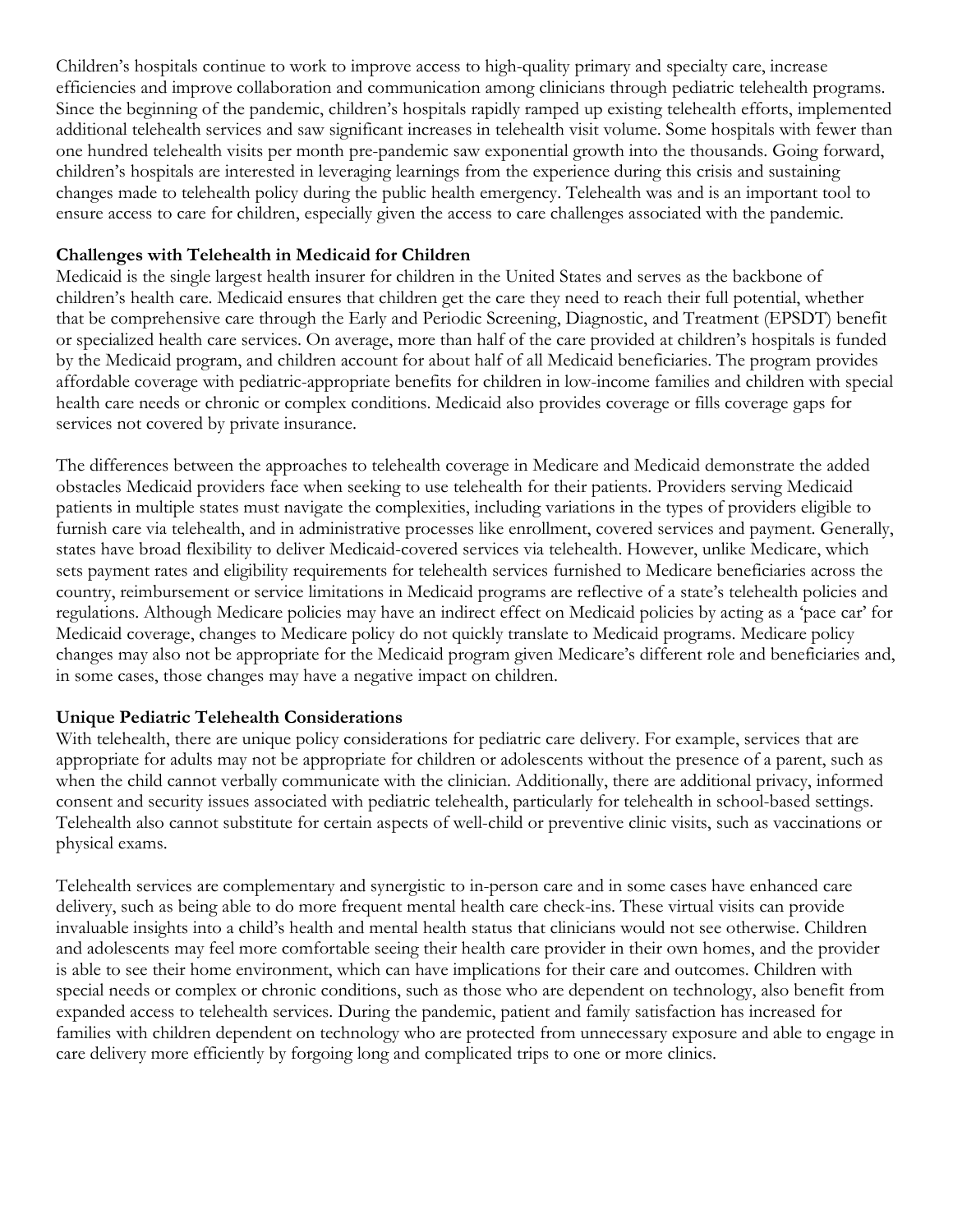Children's hospitals continue to work to improve access to high-quality primary and specialty care, increase efficiencies and improve collaboration and communication among clinicians through pediatric telehealth programs. Since the beginning of the pandemic, children's hospitals rapidly ramped up existing telehealth efforts, implemented additional telehealth services and saw significant increases in telehealth visit volume. Some hospitals with fewer than one hundred telehealth visits per month pre-pandemic saw exponential growth into the thousands. Going forward, children's hospitals are interested in leveraging learnings from the experience during this crisis and sustaining changes made to telehealth policy during the public health emergency. Telehealth was and is an important tool to ensure access to care for children, especially given the access to care challenges associated with the pandemic.

**Challenges with Telehealth in Medicaid for Children**

Medicaid is the single largest health insurer for children in the United States and serves as the backbone of children's health care. Medicaid ensures that children get the care they need to reach their full potential, whether that be comprehensive care through the Early and Periodic Screening, Diagnostic, and Treatment (EPSDT) benefit or specialized health care services. On average, more than half of the care provided at children's hospitals is funded by the Medicaid program, and children account for about half of all Medicaid beneficiaries. The program provides affordable coverage with pediatric-appropriate benefits for children in low-income families and children with special health care needs or chronic or complex conditions. Medicaid also provides coverage or fills coverage gaps for services not covered by private insurance.

The differences between the approaches to telehealth coverage in Medicare and Medicaid demonstrate the added obstacles Medicaid providers face when seeking to use telehealth for their patients. Providers serving Medicaid patients in multiple states must navigate the complexities, including variations in the types of providers eligible to furnish care via telehealth, and in administrative processes like enrollment, covered services and payment. Generally, states have broad flexibility to deliver Medicaid-covered services via telehealth. However, unlike Medicare, which sets payment rates and eligibility requirements for telehealth services furnished to Medicare beneficiaries across the country, reimbursement or service limitations in Medicaid programs are reflective of a state's telehealth policies and regulations. Although Medicare policies may have an indirect effect on Medicaid policies by acting as a 'pace car' for Medicaid coverage, changes to Medicare policy do not quickly translate to Medicaid programs. Medicare policy changes may also not be appropriate for the Medicaid program given Medicare's different role and beneficiaries and, in some cases, those changes may have a negative impact on children.

**Unique Pediatric Telehealth Considerations**

With telehealth, there are unique policy considerations for pediatric care delivery. For example, services that are appropriate for adults may not be appropriate for children or adolescents without the presence of a parent, such as when the child cannot verbally communicate with the clinician. Additionally, there are additional privacy, informed consent and security issues associated with pediatric telehealth, particularly for telehealth in school-based settings. Telehealth also cannot substitute for certain aspects of well-child or preventive clinic visits, such as vaccinations or physical exams.

Telehealth services are complementary and synergistic to in-person care and in some cases have enhanced care delivery, such as being able to do more frequent mental health care check-ins. These virtual visits can provide invaluable insights into a child's health and mental health status that clinicians would not see otherwise. Children and adolescents may feel more comfortable seeing their health care provider in their own homes, and the provider is able to see their home environment, which can have implications for their care and outcomes. Children with special needs or complex or chronic conditions, such as those who are dependent on technology, also benefit from expanded access to telehealth services. During the pandemic, patient and family satisfaction has increased for families with children dependent on technology who are protected from unnecessary exposure and able to engage in care delivery more efficiently by forgoing long and complicated trips to one or more clinics.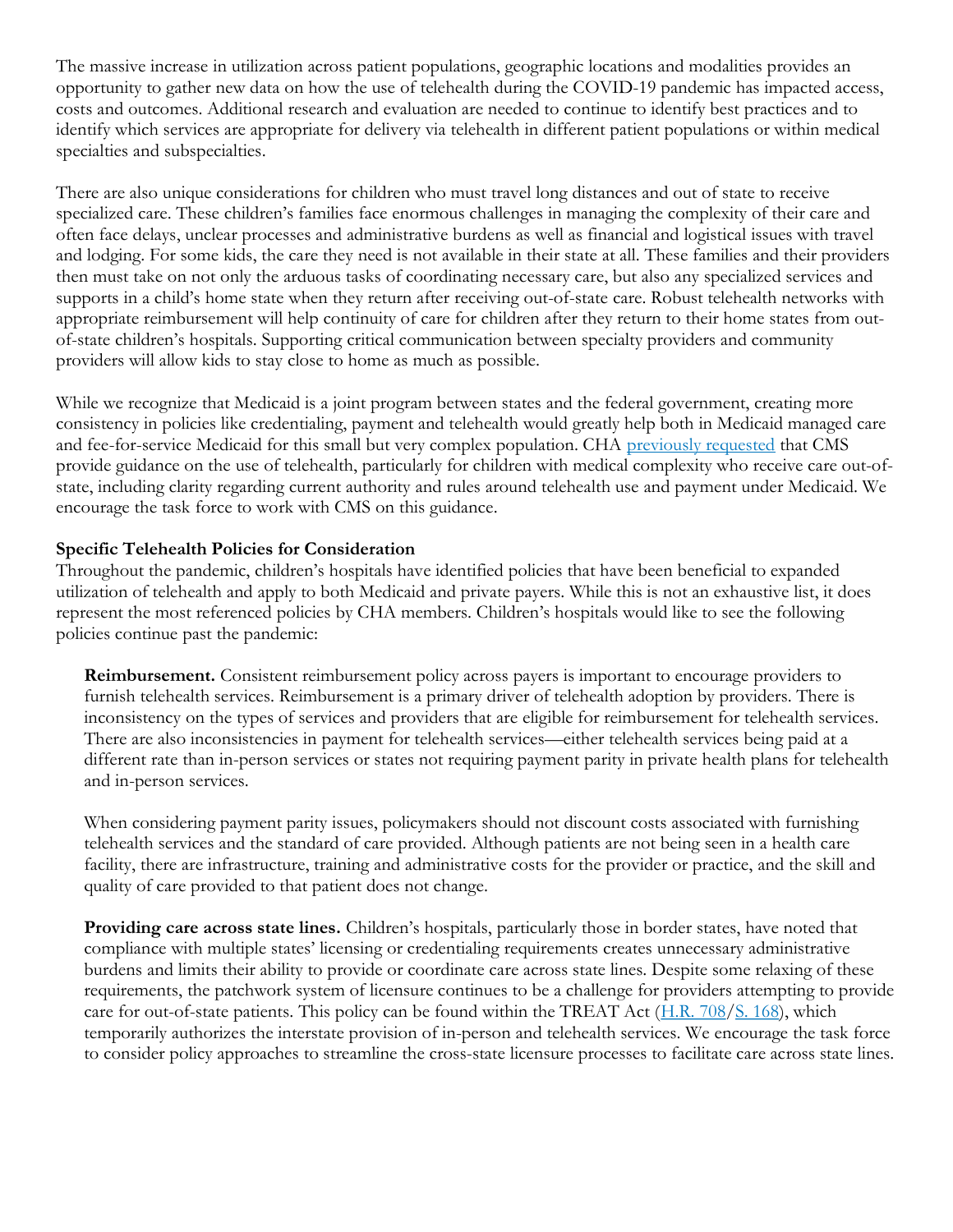The massive increase in utilization across patient populations, geographic locations and modalities provides an opportunity to gather new data on how the use of telehealth during the COVID-19 pandemic has impacted access, costs and outcomes. Additional research and evaluation are needed to continue to identify best practices and to identify which services are appropriate for delivery via telehealth in different patient populations or within medical specialties and subspecialties.

There are also unique considerations for children who must travel long distances and out of state to receive specialized care. These children's families face enormous challenges in managing the complexity of their care and often face delays, unclear processes and administrative burdens as well as financial and logistical issues with travel and lodging. For some kids, the care they need is not available in their state at all. These families and their providers then must take on not only the arduous tasks of coordinating necessary care, but also any specialized services and supports in a child's home state when they return after receiving out-of-state care. Robust telehealth networks with appropriate reimbursement will help continuity of care for children after they return to their home states from out-of-state children's hospitals. Supporting critical communication between specialty providers and community providers will allow kids to stay close to home as much as possible.

While we recognize that Medicaid is a joint program between states and the federal government, creating more consistency in policies like credentialing, payment and telehealth would greatly help both in Medicaid managed care and fee-for-service Medicaid for this small but very complex population. CHA previously requested that CMS provide guidance on the use of telehealth, particularly for children with medical complexity who receive care out-of-state, including clarity regarding current authority and rules around telehealth use and payment under Medicaid. We encourage the task force to work with CMS on this guidance.

**Specific Telehealth Policies for Consideration**

Throughout the pandemic, children's hospitals have identified policies that have been beneficial to expanded utilization of telehealth and apply to both Medicaid and private payers. While this is not an exhaustive list, it does represent the most referenced policies by CHA members. Children's hospitals would like to see the following policies continue past the pandemic:

**Reimbursement.** Consistent reimbursement policy across payers is important to encourage providers to furnish telehealth services. Reimbursement is a primary driver of telehealth adoption by providers. There is inconsistency on the types of services and providers that are eligible for reimbursement for telehealth services. There are also inconsistencies in payment for telehealth services—either telehealth services being paid at a different rate than in-person services or states not requiring payment parity in private health plans for telehealth and in-person services.

When considering payment parity issues, policymakers should not discount costs associated with furnishing telehealth services and the standard of care provided. Although patients are not being seen in a health care facility, there are infrastructure, training and administrative costs for the provider or practice, and the skill and quality of care provided to that patient does not change.

**Providing care across state lines.** Children's hospitals, particularly those in border states, have noted that compliance with multiple states' licensing or credentialing requirements creates unnecessary administrative burdens and limits their ability to provide or coordinate care across state lines. Despite some relaxing of these requirements, the patchwork system of licensure continues to be a challenge for providers attempting to provide care for out-of-state patients. This policy can be found within the TREAT Act (H.R. 708/S. 168), which temporarily authorizes the interstate provision of in-person and telehealth services. We encourage the task force to consider policy approaches to streamline the cross-state licensure processes to facilitate care across state lines.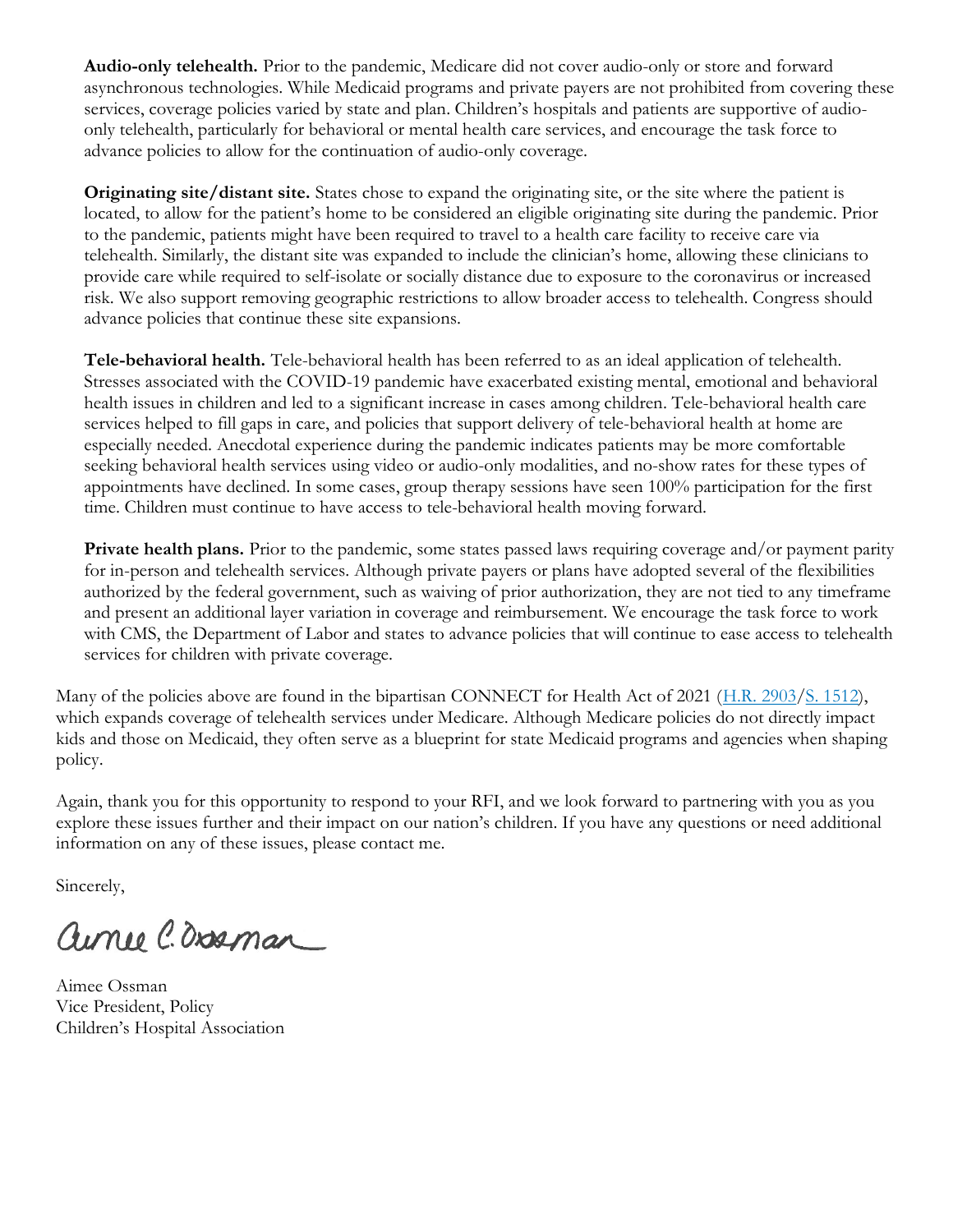**Audio-only telehealth.** Prior to the pandemic, Medicare did not cover audio-only or store and forward asynchronous technologies. While Medicaid programs and private payers are not prohibited from covering these services, coverage policies varied by state and plan. Children's hospitals and patients are supportive of audio-only telehealth, particularly for behavioral or mental health care services, and encourage the task force to advance policies to allow for the continuation of audio-only coverage.

**Originating site/distant site.** States chose to expand the originating site, or the site where the patient is located, to allow for the patient's home to be considered an eligible originating site during the pandemic. Prior to the pandemic, patients might have been required to travel to a health care facility to receive care via telehealth. Similarly, the distant site was expanded to include the clinician's home, allowing these clinicians to provide care while required to self-isolate or socially distance due to exposure to the coronavirus or increased risk. We also support removing geographic restrictions to allow broader access to telehealth. Congress should advance policies that continue these site expansions.

**Tele-behavioral health.** Tele-behavioral health has been referred to as an ideal application of telehealth. Stresses associated with the COVID-19 pandemic have exacerbated existing mental, emotional and behavioral health issues in children and led to a significant increase in cases among children. Tele-behavioral health care services helped to fill gaps in care, and policies that support delivery of tele-behavioral health at home are especially needed. Anecdotal experience during the pandemic indicates patients may be more comfortable seeking behavioral health services using video or audio-only modalities, and no-show rates for these types of appointments have declined. In some cases, group therapy sessions have seen 100% participation for the first time. Children must continue to have access to tele-behavioral health moving forward.

**Private health plans.** Prior to the pandemic, some states passed laws requiring coverage and/or payment parity for in-person and telehealth services. Although private payers or plans have adopted several of the flexibilities authorized by the federal government, such as waiving of prior authorization, they are not tied to any timeframe and present an additional layer variation in coverage and reimbursement. We encourage the task force to work with CMS, the Department of Labor and states to advance policies that will continue to ease access to telehealth services for children with private coverage.

Many of the policies above are found in the bipartisan CONNECT for Health Act of 2021 (H.R. 2903/S. 1512), which expands coverage of telehealth services under Medicare. Although Medicare policies do not directly impact kids and those on Medicaid, they often serve as a blueprint for state Medicaid programs and agencies when shaping policy.

Again, thank you for this opportunity to respond to your RFI, and we look forward to partnering with you as you explore these issues further and their impact on our nation's children. If you have any questions or need additional information on any of these issues, please contact me.

Sincerely,

Aimee C. Ossman

Aimee Ossman
Vice President, Policy
Children's Hospital Association